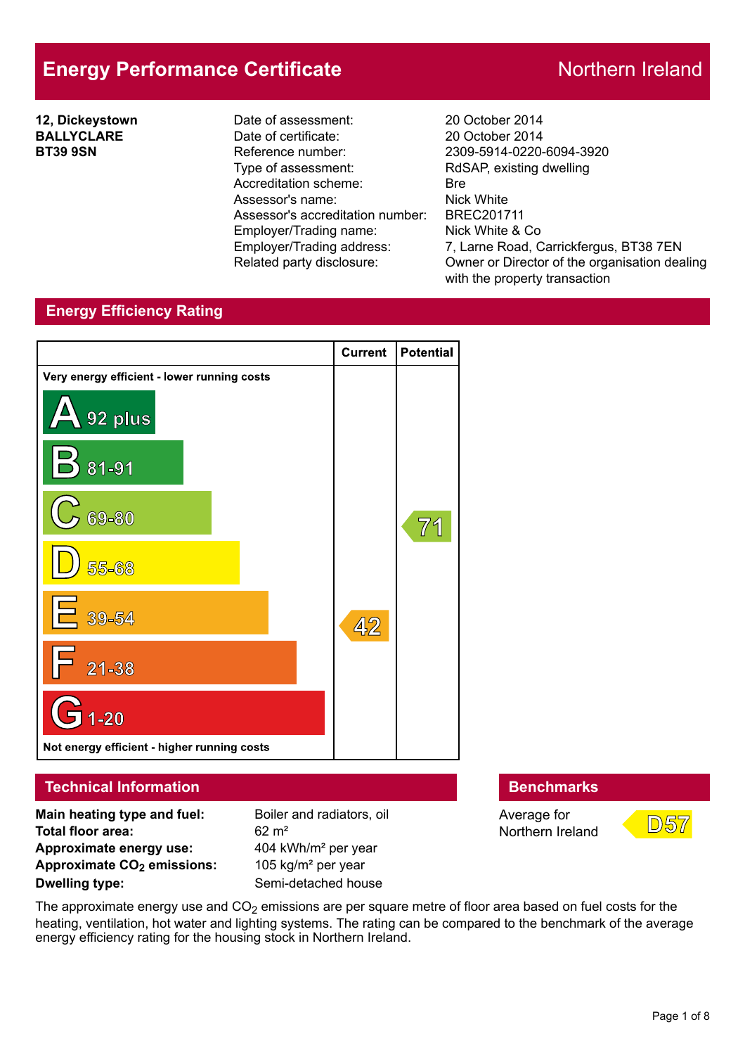# Energy Performance Certificate

Northern Ireland

**12, Dickeystown**
**BALLYCLARE**
**BT39 9SN**

| | |
|---|---|
| Date of assessment: | 20 October 2014 |
| Date of certificate: | 20 October 2014 |
| Reference number: | 2309-5914-0220-6094-3920 |
| Type of assessment: | RdSAP, existing dwelling |
| Accreditation scheme: | Bre |
| Assessor's name: | Nick White |
| Assessor's accreditation number: | BREC201711 |
| Employer/Trading name: | Nick White & Co |
| Employer/Trading address: | 7, Larne Road, Carrickfergus, BT38 7EN |
| Related party disclosure: | Owner or Director of the organisation dealing with the property transaction |

## Energy Efficiency Rating

| | Current | Potential |
|---|---|---|
| Very energy efficient - lower running costs | | |
| A 92 plus | | |
| B 81-91 | | |
| C 69-80 | | 71 |
| D 55-68 | | |
| E 39-54 | 42 | |
| F 21-38 | | |
| G 1-20 | | |
| Not energy efficient - higher running costs | | |

## Technical Information

| | |
|---|---|
| **Main heating type and fuel:** | Boiler and radiators, oil |
| **Total floor area:** | 62 m² |
| **Approximate energy use:** | 404 kWh/m² per year |
| **Approximate $CO_2$ emissions:** | 105 kg/m² per year |
| **Dwelling type:** | Semi-detached house |

## Benchmarks

Average for Northern Ireland: D57

The approximate energy use and $CO_2$ emissions are per square metre of floor area based on fuel costs for the heating, ventilation, hot water and lighting systems. The rating can be compared to the benchmark of the average energy efficiency rating for the housing stock in Northern Ireland.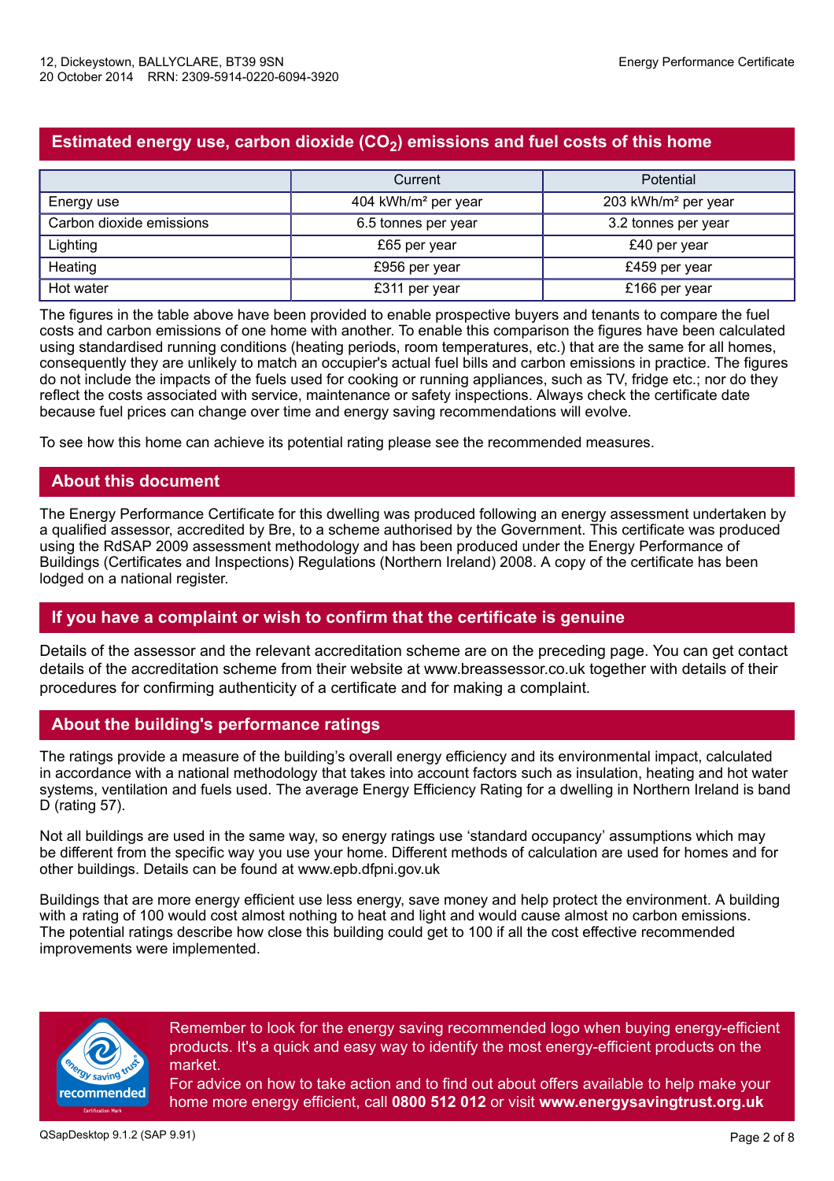## Estimated energy use, carbon dioxide ($CO_2$) emissions and fuel costs of this home

| | Current | Potential |
|---|---|---|
| Energy use | 404 kWh/m² per year | 203 kWh/m² per year |
| Carbon dioxide emissions | 6.5 tonnes per year | 3.2 tonnes per year |
| Lighting | £65 per year | £40 per year |
| Heating | £956 per year | £459 per year |
| Hot water | £311 per year | £166 per year |

The figures in the table above have been provided to enable prospective buyers and tenants to compare the fuel costs and carbon emissions of one home with another. To enable this comparison the figures have been calculated using standardised running conditions (heating periods, room temperatures, etc.) that are the same for all homes, consequently they are unlikely to match an occupier's actual fuel bills and carbon emissions in practice. The figures do not include the impacts of the fuels used for cooking or running appliances, such as TV, fridge etc.; nor do they reflect the costs associated with service, maintenance or safety inspections. Always check the certificate date because fuel prices can change over time and energy saving recommendations will evolve.

To see how this home can achieve its potential rating please see the recommended measures.

## About this document

The Energy Performance Certificate for this dwelling was produced following an energy assessment undertaken by a qualified assessor, accredited by Bre, to a scheme authorised by the Government. This certificate was produced using the RdSAP 2009 assessment methodology and has been produced under the Energy Performance of Buildings (Certificates and Inspections) Regulations (Northern Ireland) 2008. A copy of the certificate has been lodged on a national register.

## If you have a complaint or wish to confirm that the certificate is genuine

Details of the assessor and the relevant accreditation scheme are on the preceding page. You can get contact details of the accreditation scheme from their website at www.breassessor.co.uk together with details of their procedures for confirming authenticity of a certificate and for making a complaint.

## About the building's performance ratings

The ratings provide a measure of the building's overall energy efficiency and its environmental impact, calculated in accordance with a national methodology that takes into account factors such as insulation, heating and hot water systems, ventilation and fuels used. The average Energy Efficiency Rating for a dwelling in Northern Ireland is band D (rating 57).

Not all buildings are used in the same way, so energy ratings use 'standard occupancy' assumptions which may be different from the specific way you use your home. Different methods of calculation are used for homes and for other buildings. Details can be found at www.epb.dfpni.gov.uk

Buildings that are more energy efficient use less energy, save money and help protect the environment. A building with a rating of 100 would cost almost nothing to heat and light and would cause almost no carbon emissions. The potential ratings describe how close this building could get to 100 if all the cost effective recommended improvements were implemented.

Remember to look for the energy saving recommended logo when buying energy-efficient products. It's a quick and easy way to identify the most energy-efficient products on the market.
For advice on how to take action and to find out about offers available to help make your home more energy efficient, call **0800 512 012** or visit **www.energysavingtrust.org.uk**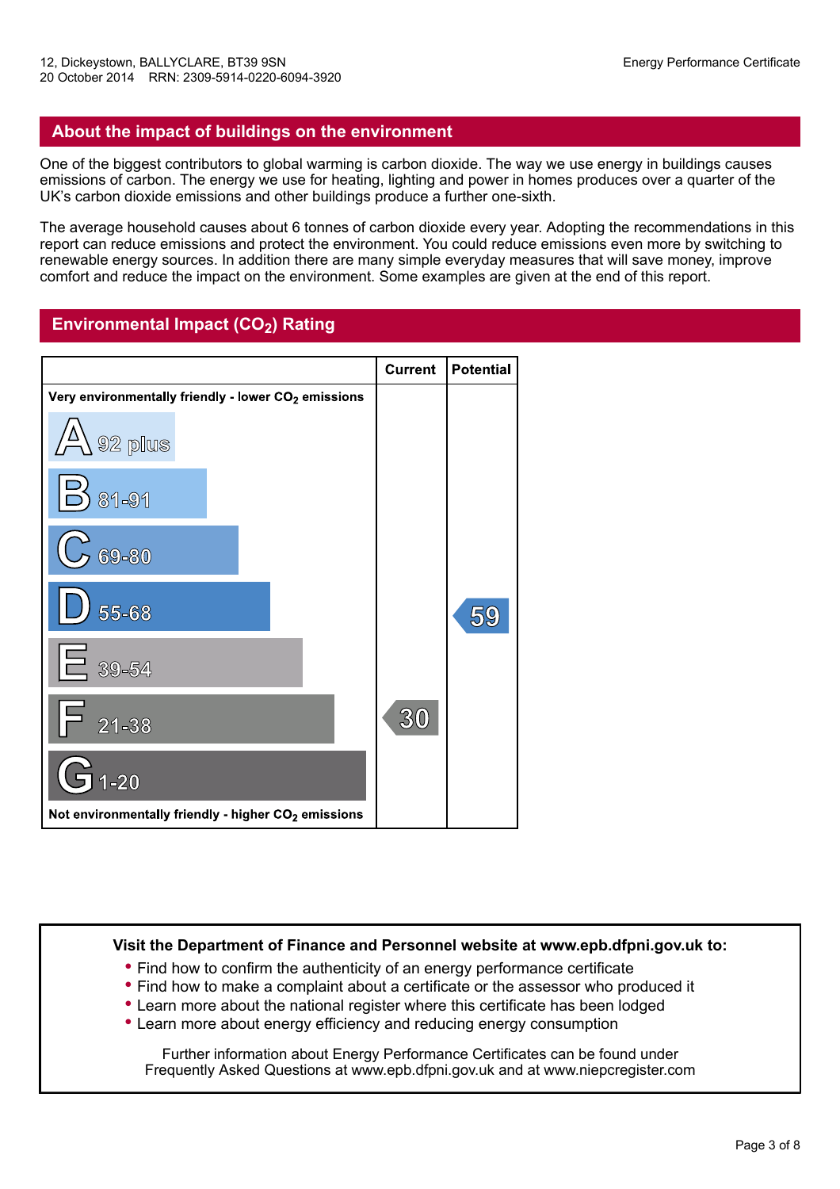12, Dickeystown, BALLYCLARE, BT39 9SN
20 October 2014 RRN: 2309-5914-0220-6094-3920

## About the impact of buildings on the environment

One of the biggest contributors to global warming is carbon dioxide. The way we use energy in buildings causes emissions of carbon. The energy we use for heating, lighting and power in homes produces over a quarter of the UK's carbon dioxide emissions and other buildings produce a further one-sixth.

The average household causes about 6 tonnes of carbon dioxide every year. Adopting the recommendations in this report can reduce emissions and protect the environment. You could reduce emissions even more by switching to renewable energy sources. In addition there are many simple everyday measures that will save money, improve comfort and reduce the impact on the environment. Some examples are given at the end of this report.

## Environmental Impact ($CO_2$) Rating

| | Current | Potential |
|---|---|---|
| Very environmentally friendly - lower $CO_2$ emissions | | |
| A 92 plus | | |
| B 81-91 | | |
| C 69-80 | | |
| D 55-68 | | 59 |
| E 39-54 | | |
| F 21-38 | 30 | |
| G 1-20 | | |
| Not environmentally friendly - higher $CO_2$ emissions | | |

**Visit the Department of Finance and Personnel website at www.epb.dfpni.gov.uk to:**

- Find how to confirm the authenticity of an energy performance certificate
- Find how to make a complaint about a certificate or the assessor who produced it
- Learn more about the national register where this certificate has been lodged
- Learn more about energy efficiency and reducing energy consumption

Further information about Energy Performance Certificates can be found under Frequently Asked Questions at www.epb.dfpni.gov.uk and at www.niepcregister.com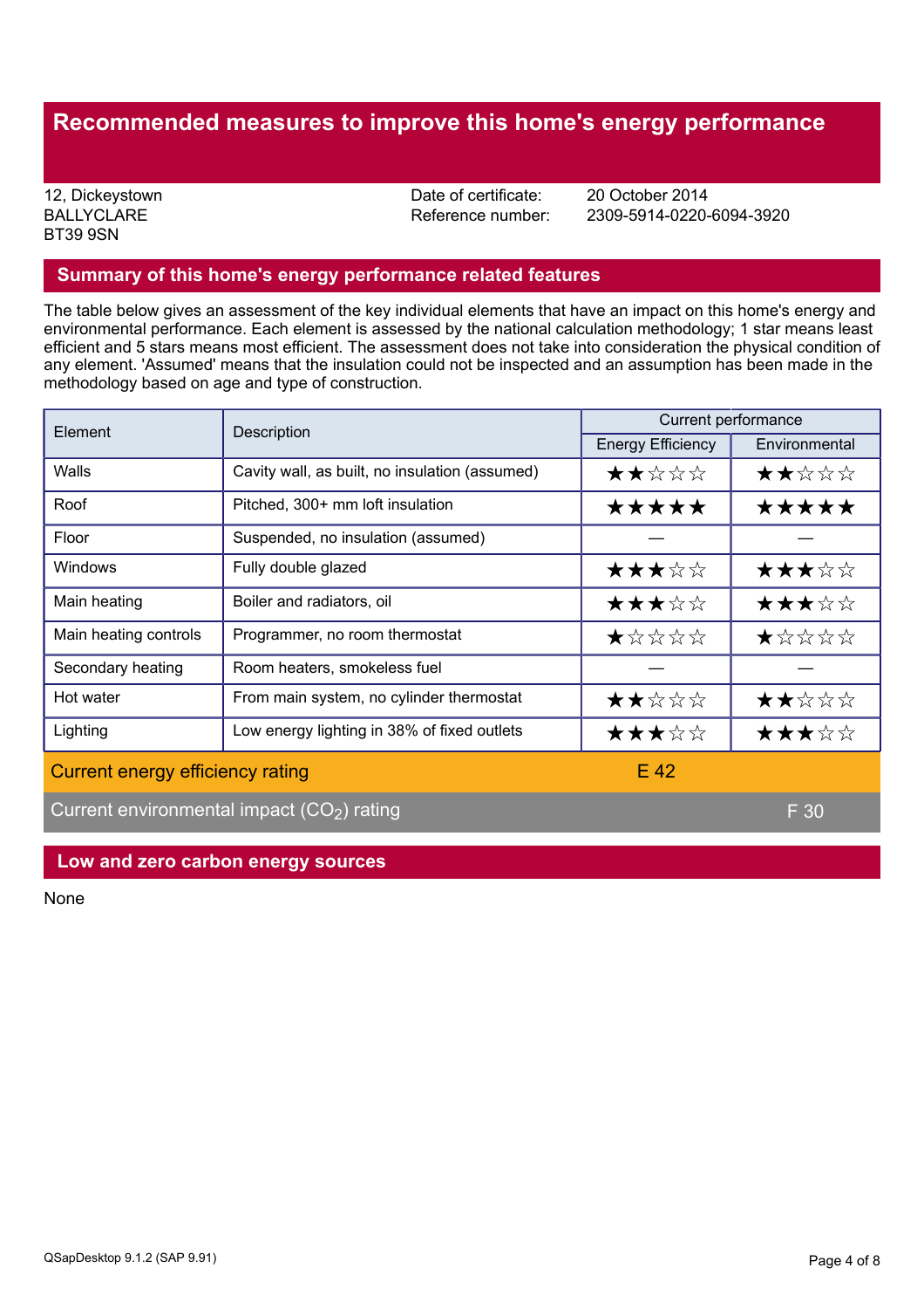# Recommended measures to improve this home's energy performance

12, Dickeystown
BALLYCLARE
BT39 9SN

Date of certificate: 20 October 2014
Reference number: 2309-5914-0220-6094-3920

## Summary of this home's energy performance related features

The table below gives an assessment of the key individual elements that have an impact on this home's energy and environmental performance. Each element is assessed by the national calculation methodology; 1 star means least efficient and 5 stars means most efficient. The assessment does not take into consideration the physical condition of any element. 'Assumed' means that the insulation could not be inspected and an assumption has been made in the methodology based on age and type of construction.

| Element | Description | Current performance | |
|---|---|---|---|
| | | Energy Efficiency | Environmental |
| Walls | Cavity wall, as built, no insulation (assumed) | ★★☆☆☆ | ★★☆☆☆ |
| Roof | Pitched, 300+ mm loft insulation | ★★★★★ | ★★★★★ |
| Floor | Suspended, no insulation (assumed) | — | — |
| Windows | Fully double glazed | ★★★☆☆ | ★★★☆☆ |
| Main heating | Boiler and radiators, oil | ★★★☆☆ | ★★★☆☆ |
| Main heating controls | Programmer, no room thermostat | ★☆☆☆☆ | ★☆☆☆☆ |
| Secondary heating | Room heaters, smokeless fuel | — | — |
| Hot water | From main system, no cylinder thermostat | ★★☆☆☆ | ★★☆☆☆ |
| Lighting | Low energy lighting in 38% of fixed outlets | ★★★☆☆ | ★★★☆☆ |

Current energy efficiency rating: E 42

Current environmental impact ($CO_2$) rating: F 30

## Low and zero carbon energy sources

None

QSapDesktop 9.1.2 (SAP 9.91)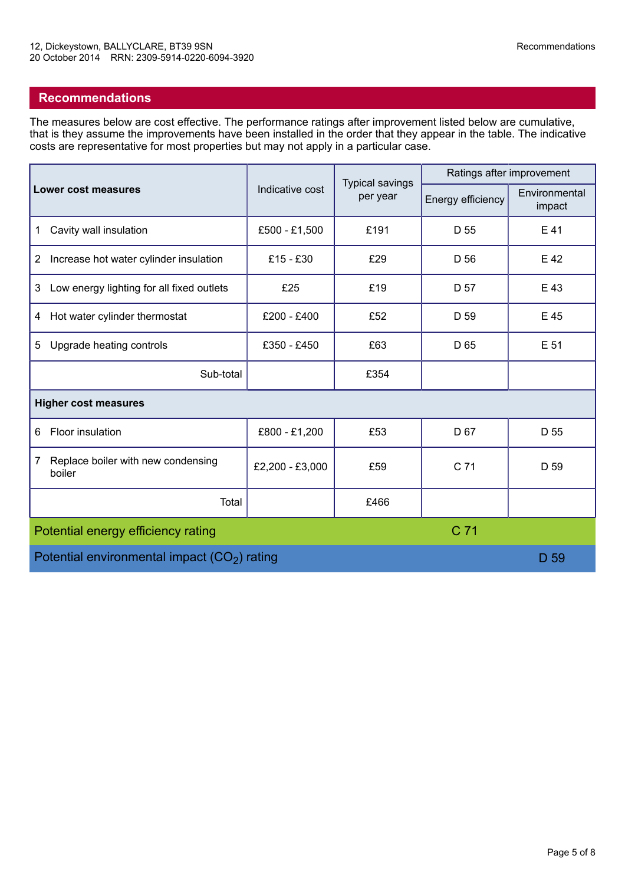## Recommendations

The measures below are cost effective. The performance ratings after improvement listed below are cumulative, that is they assume the improvements have been installed in the order that they appear in the table. The indicative costs are representative for most properties but may not apply in a particular case.

| Lower cost measures | Indicative cost | Typical savings per year | Ratings after improvement | |
|---|---|---|---|---|
| | | | Energy efficiency | Environmental impact |
| 1 Cavity wall insulation | £500 - £1,500 | £191 | D 55 | E 41 |
| 2 Increase hot water cylinder insulation | £15 - £30 | £29 | D 56 | E 42 |
| 3 Low energy lighting for all fixed outlets | £25 | £19 | D 57 | E 43 |
| 4 Hot water cylinder thermostat | £200 - £400 | £52 | D 59 | E 45 |
| 5 Upgrade heating controls | £350 - £450 | £63 | D 65 | E 51 |
| Sub-total | | £354 | | |
| **Higher cost measures** | | | | |
| 6 Floor insulation | £800 - £1,200 | £53 | D 67 | D 55 |
| 7 Replace boiler with new condensing boiler | £2,200 - £3,000 | £59 | C 71 | D 59 |
| Total | | £466 | | |
| Potential energy efficiency rating | | | C 71 | |
| Potential environmental impact ($CO_2$) rating | | | | D 59 |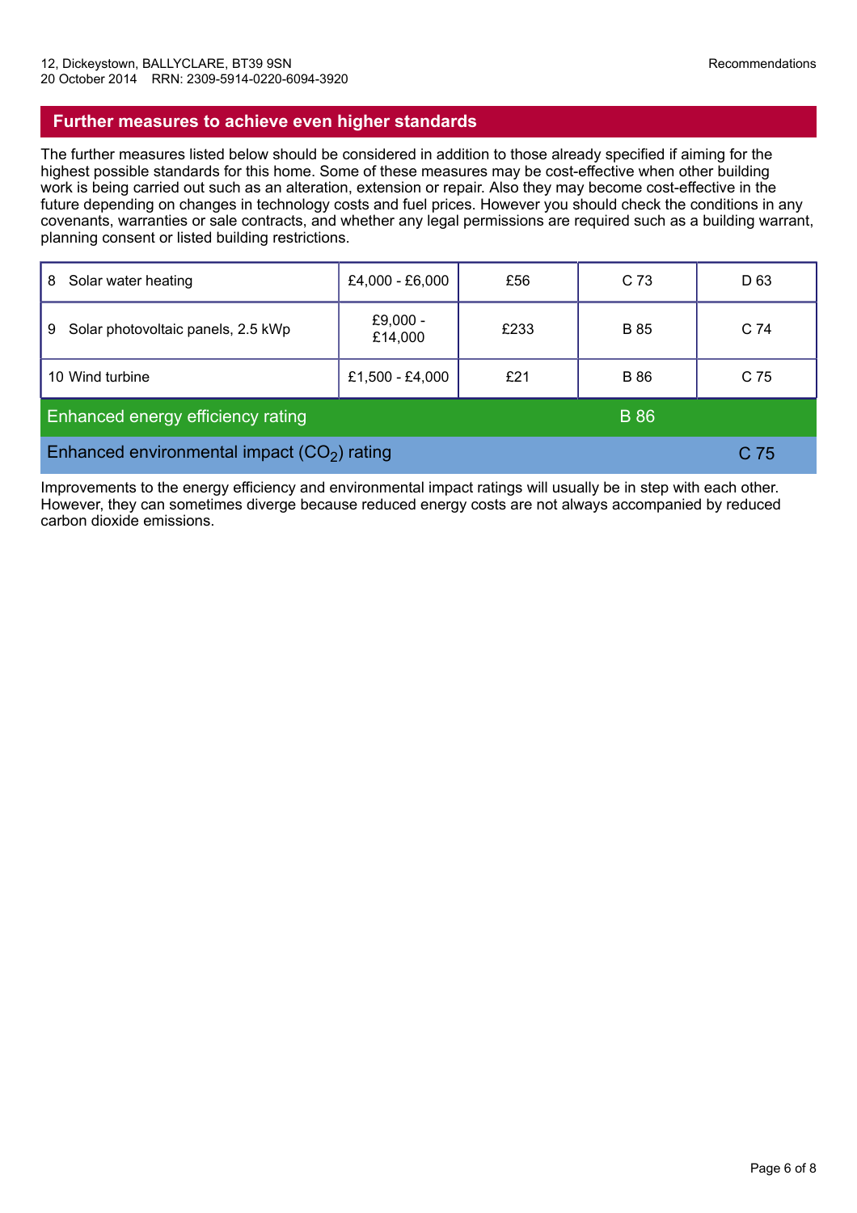## Further measures to achieve even higher standards

The further measures listed below should be considered in addition to those already specified if aiming for the highest possible standards for this home. Some of these measures may be cost-effective when other building work is being carried out such as an alteration, extension or repair. Also they may become cost-effective in the future depending on changes in technology costs and fuel prices. However you should check the conditions in any covenants, warranties or sale contracts, and whether any legal permissions are required such as a building warrant, planning consent or listed building restrictions.

| | | | | |
|---|---|---|---|---|
| 8 Solar water heating | £4,000 - £6,000 | £56 | C 73 | D 63 |
| 9 Solar photovoltaic panels, 2.5 kWp | £9,000 - £14,000 | £233 | B 85 | C 74 |
| 10 Wind turbine | £1,500 - £4,000 | £21 | B 86 | C 75 |
| Enhanced energy efficiency rating | | | B 86 | |
| Enhanced environmental impact ($CO_2$) rating | | | | C 75 |

Improvements to the energy efficiency and environmental impact ratings will usually be in step with each other. However, they can sometimes diverge because reduced energy costs are not always accompanied by reduced carbon dioxide emissions.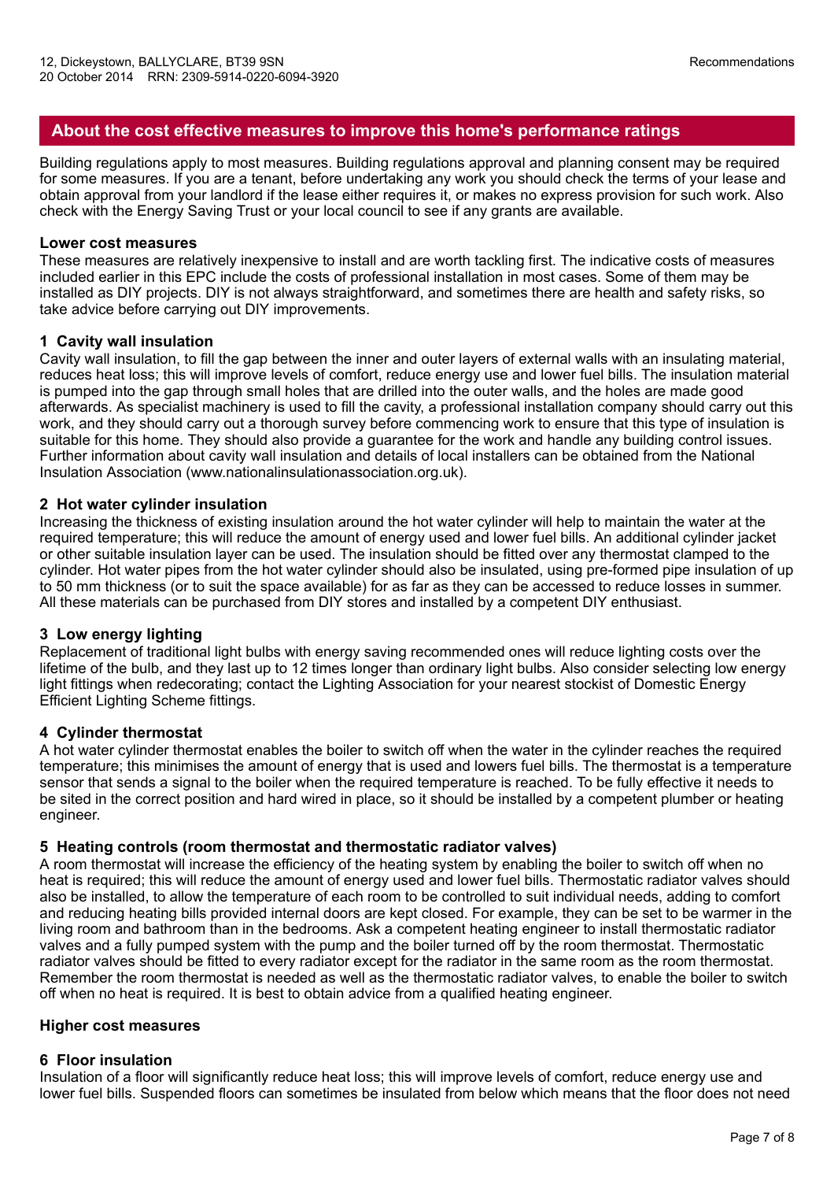## About the cost effective measures to improve this home's performance ratings

Building regulations apply to most measures. Building regulations approval and planning consent may be required for some measures. If you are a tenant, before undertaking any work you should check the terms of your lease and obtain approval from your landlord if the lease either requires it, or makes no express provision for such work. Also check with the Energy Saving Trust or your local council to see if any grants are available.

**Lower cost measures**

These measures are relatively inexpensive to install and are worth tackling first. The indicative costs of measures included earlier in this EPC include the costs of professional installation in most cases. Some of them may be installed as DIY projects. DIY is not always straightforward, and sometimes there are health and safety risks, so take advice before carrying out DIY improvements.

**1 Cavity wall insulation**

Cavity wall insulation, to fill the gap between the inner and outer layers of external walls with an insulating material, reduces heat loss; this will improve levels of comfort, reduce energy use and lower fuel bills. The insulation material is pumped into the gap through small holes that are drilled into the outer walls, and the holes are made good afterwards. As specialist machinery is used to fill the cavity, a professional installation company should carry out this work, and they should carry out a thorough survey before commencing work to ensure that this type of insulation is suitable for this home. They should also provide a guarantee for the work and handle any building control issues. Further information about cavity wall insulation and details of local installers can be obtained from the National Insulation Association (www.nationalinsulationassociation.org.uk).

**2 Hot water cylinder insulation**

Increasing the thickness of existing insulation around the hot water cylinder will help to maintain the water at the required temperature; this will reduce the amount of energy used and lower fuel bills. An additional cylinder jacket or other suitable insulation layer can be used. The insulation should be fitted over any thermostat clamped to the cylinder. Hot water pipes from the hot water cylinder should also be insulated, using pre-formed pipe insulation of up to 50 mm thickness (or to suit the space available) for as far as they can be accessed to reduce losses in summer. All these materials can be purchased from DIY stores and installed by a competent DIY enthusiast.

**3 Low energy lighting**

Replacement of traditional light bulbs with energy saving recommended ones will reduce lighting costs over the lifetime of the bulb, and they last up to 12 times longer than ordinary light bulbs. Also consider selecting low energy light fittings when redecorating; contact the Lighting Association for your nearest stockist of Domestic Energy Efficient Lighting Scheme fittings.

**4 Cylinder thermostat**

A hot water cylinder thermostat enables the boiler to switch off when the water in the cylinder reaches the required temperature; this minimises the amount of energy that is used and lowers fuel bills. The thermostat is a temperature sensor that sends a signal to the boiler when the required temperature is reached. To be fully effective it needs to be sited in the correct position and hard wired in place, so it should be installed by a competent plumber or heating engineer.

**5 Heating controls (room thermostat and thermostatic radiator valves)**

A room thermostat will increase the efficiency of the heating system by enabling the boiler to switch off when no heat is required; this will reduce the amount of energy used and lower fuel bills. Thermostatic radiator valves should also be installed, to allow the temperature of each room to be controlled to suit individual needs, adding to comfort and reducing heating bills provided internal doors are kept closed. For example, they can be set to be warmer in the living room and bathroom than in the bedrooms. Ask a competent heating engineer to install thermostatic radiator valves and a fully pumped system with the pump and the boiler turned off by the room thermostat. Thermostatic radiator valves should be fitted to every radiator except for the radiator in the same room as the room thermostat. Remember the room thermostat is needed as well as the thermostatic radiator valves, to enable the boiler to switch off when no heat is required. It is best to obtain advice from a qualified heating engineer.

**Higher cost measures**

**6 Floor insulation**

Insulation of a floor will significantly reduce heat loss; this will improve levels of comfort, reduce energy use and lower fuel bills. Suspended floors can sometimes be insulated from below which means that the floor does not need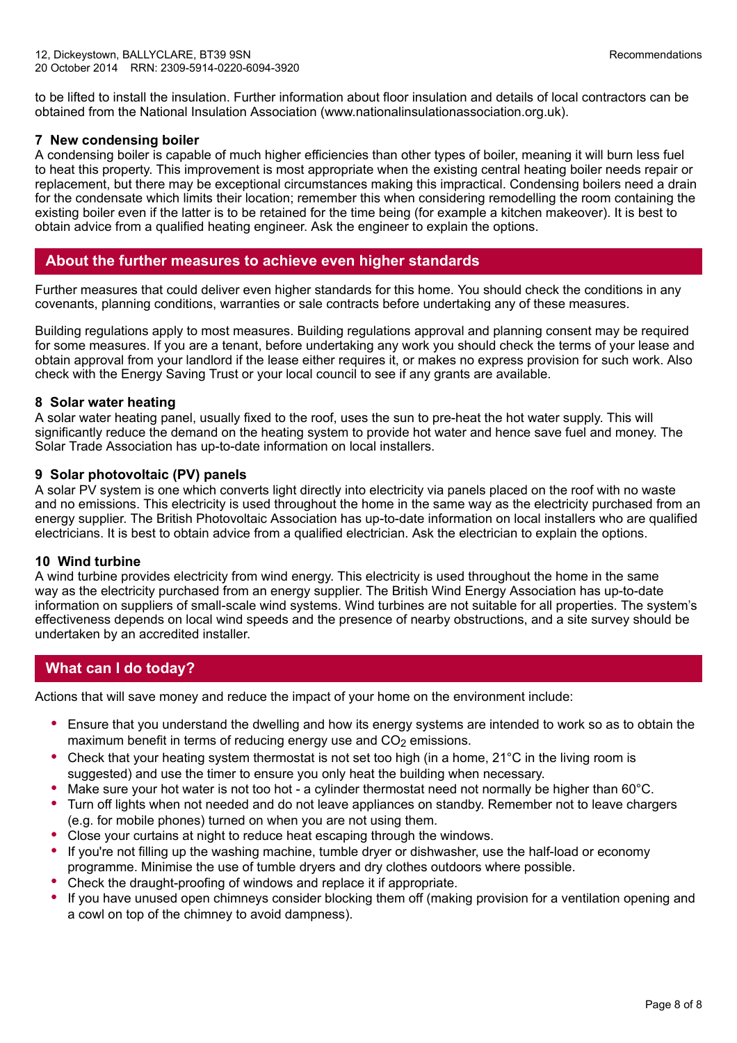to be lifted to install the insulation. Further information about floor insulation and details of local contractors can be obtained from the National Insulation Association (www.nationalinsulationassociation.org.uk).

### 7 New condensing boiler

A condensing boiler is capable of much higher efficiencies than other types of boiler, meaning it will burn less fuel to heat this property. This improvement is most appropriate when the existing central heating boiler needs repair or replacement, but there may be exceptional circumstances making this impractical. Condensing boilers need a drain for the condensate which limits their location; remember this when considering remodelling the room containing the existing boiler even if the latter is to be retained for the time being (for example a kitchen makeover). It is best to obtain advice from a qualified heating engineer. Ask the engineer to explain the options.

## About the further measures to achieve even higher standards

Further measures that could deliver even higher standards for this home. You should check the conditions in any covenants, planning conditions, warranties or sale contracts before undertaking any of these measures.

Building regulations apply to most measures. Building regulations approval and planning consent may be required for some measures. If you are a tenant, before undertaking any work you should check the terms of your lease and obtain approval from your landlord if the lease either requires it, or makes no express provision for such work. Also check with the Energy Saving Trust or your local council to see if any grants are available.

### 8 Solar water heating

A solar water heating panel, usually fixed to the roof, uses the sun to pre-heat the hot water supply. This will significantly reduce the demand on the heating system to provide hot water and hence save fuel and money. The Solar Trade Association has up-to-date information on local installers.

### 9 Solar photovoltaic (PV) panels

A solar PV system is one which converts light directly into electricity via panels placed on the roof with no waste and no emissions. This electricity is used throughout the home in the same way as the electricity purchased from an energy supplier. The British Photovoltaic Association has up-to-date information on local installers who are qualified electricians. It is best to obtain advice from a qualified electrician. Ask the electrician to explain the options.

### 10 Wind turbine

A wind turbine provides electricity from wind energy. This electricity is used throughout the home in the same way as the electricity purchased from an energy supplier. The British Wind Energy Association has up-to-date information on suppliers of small-scale wind systems. Wind turbines are not suitable for all properties. The system's effectiveness depends on local wind speeds and the presence of nearby obstructions, and a site survey should be undertaken by an accredited installer.

## What can I do today?

Actions that will save money and reduce the impact of your home on the environment include:

- Ensure that you understand the dwelling and how its energy systems are intended to work so as to obtain the maximum benefit in terms of reducing energy use and $CO_2$ emissions.
- Check that your heating system thermostat is not set too high (in a home, 21°C in the living room is suggested) and use the timer to ensure you only heat the building when necessary.
- Make sure your hot water is not too hot - a cylinder thermostat need not normally be higher than 60°C.
- Turn off lights when not needed and do not leave appliances on standby. Remember not to leave chargers (e.g. for mobile phones) turned on when you are not using them.
- Close your curtains at night to reduce heat escaping through the windows.
- If you're not filling up the washing machine, tumble dryer or dishwasher, use the half-load or economy programme. Minimise the use of tumble dryers and dry clothes outdoors where possible.
- Check the draught-proofing of windows and replace it if appropriate.
- If you have unused open chimneys consider blocking them off (making provision for a ventilation opening and a cowl on top of the chimney to avoid dampness).